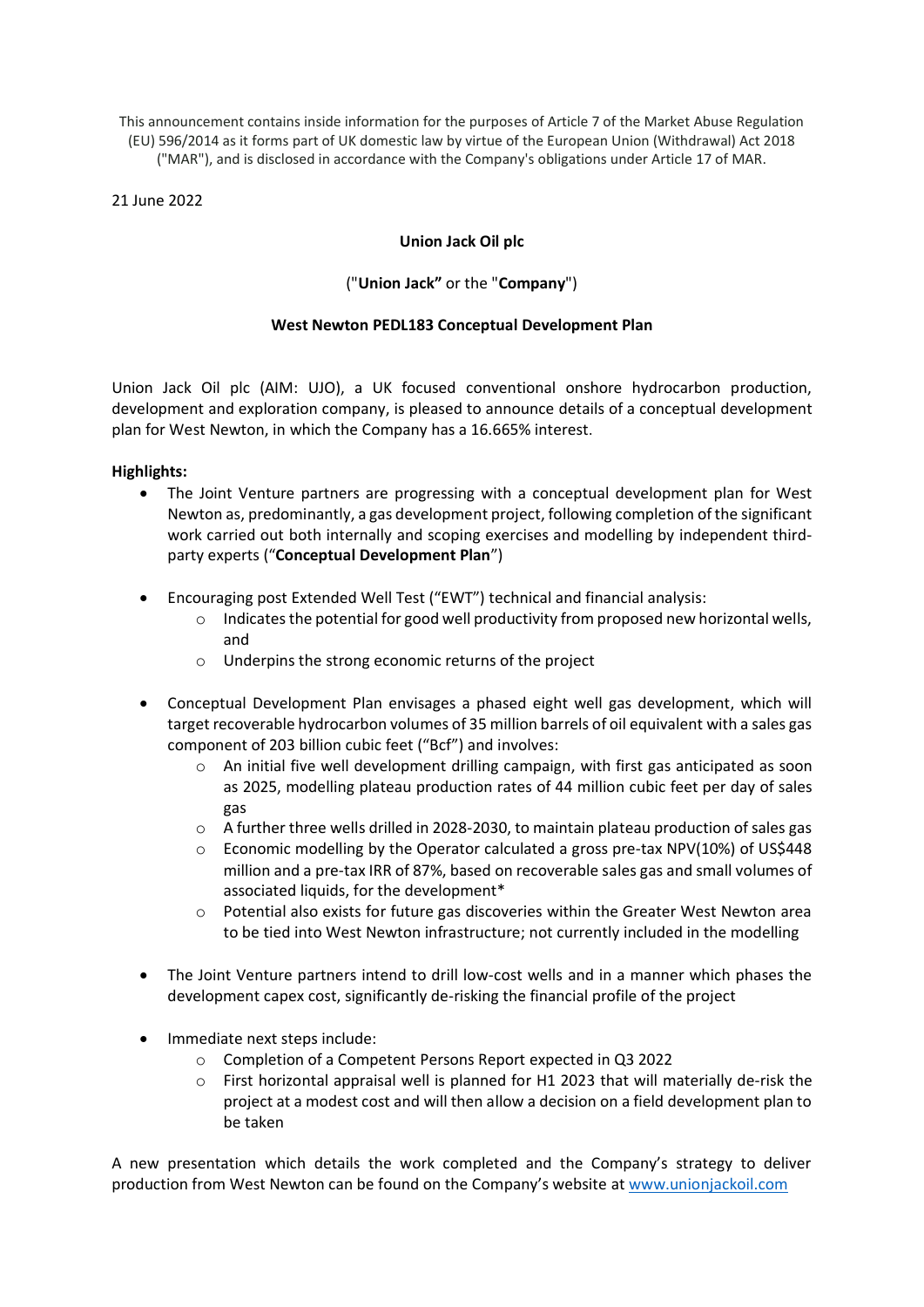This announcement contains inside information for the purposes of Article 7 of the Market Abuse Regulation (EU) 596/2014 as it forms part of UK domestic law by virtue of the European Union (Withdrawal) Act 2018 ("MAR"), and is disclosed in accordance with the Company's obligations under Article 17 of MAR.

21 June 2022

**Union Jack Oil plc**

("**Union Jack"** or the "**Company**")

**West Newton PEDL183 Conceptual Development Plan**

Union Jack Oil plc (AIM: UJO), a UK focused conventional onshore hydrocarbon production, development and exploration company, is pleased to announce details of a conceptual development plan for West Newton, in which the Company has a 16.665% interest.

**Highlights:**

- The Joint Venture partners are progressing with a conceptual development plan for West Newton as, predominantly, a gas development project, following completion of the significant work carried out both internally and scoping exercises and modelling by independent third-party experts ("**Conceptual Development Plan**")

- Encouraging post Extended Well Test ("EWT") technical and financial analysis:
  - Indicates the potential for good well productivity from proposed new horizontal wells, and
  - Underpins the strong economic returns of the project

- Conceptual Development Plan envisages a phased eight well gas development, which will target recoverable hydrocarbon volumes of 35 million barrels of oil equivalent with a sales gas component of 203 billion cubic feet ("Bcf") and involves:
  - An initial five well development drilling campaign, with first gas anticipated as soon as 2025, modelling plateau production rates of 44 million cubic feet per day of sales gas
  - A further three wells drilled in 2028-2030, to maintain plateau production of sales gas
  - Economic modelling by the Operator calculated a gross pre-tax NPV(10%) of US$448 million and a pre-tax IRR of 87%, based on recoverable sales gas and small volumes of associated liquids, for the development*
  - Potential also exists for future gas discoveries within the Greater West Newton area to be tied into West Newton infrastructure; not currently included in the modelling

- The Joint Venture partners intend to drill low-cost wells and in a manner which phases the development capex cost, significantly de-risking the financial profile of the project

- Immediate next steps include:
  - Completion of a Competent Persons Report expected in Q3 2022
  - First horizontal appraisal well is planned for H1 2023 that will materially de-risk the project at a modest cost and will then allow a decision on a field development plan to be taken

A new presentation which details the work completed and the Company's strategy to deliver production from West Newton can be found on the Company's website at [www.unionjackoil.com](http://www.unionjackoil.com)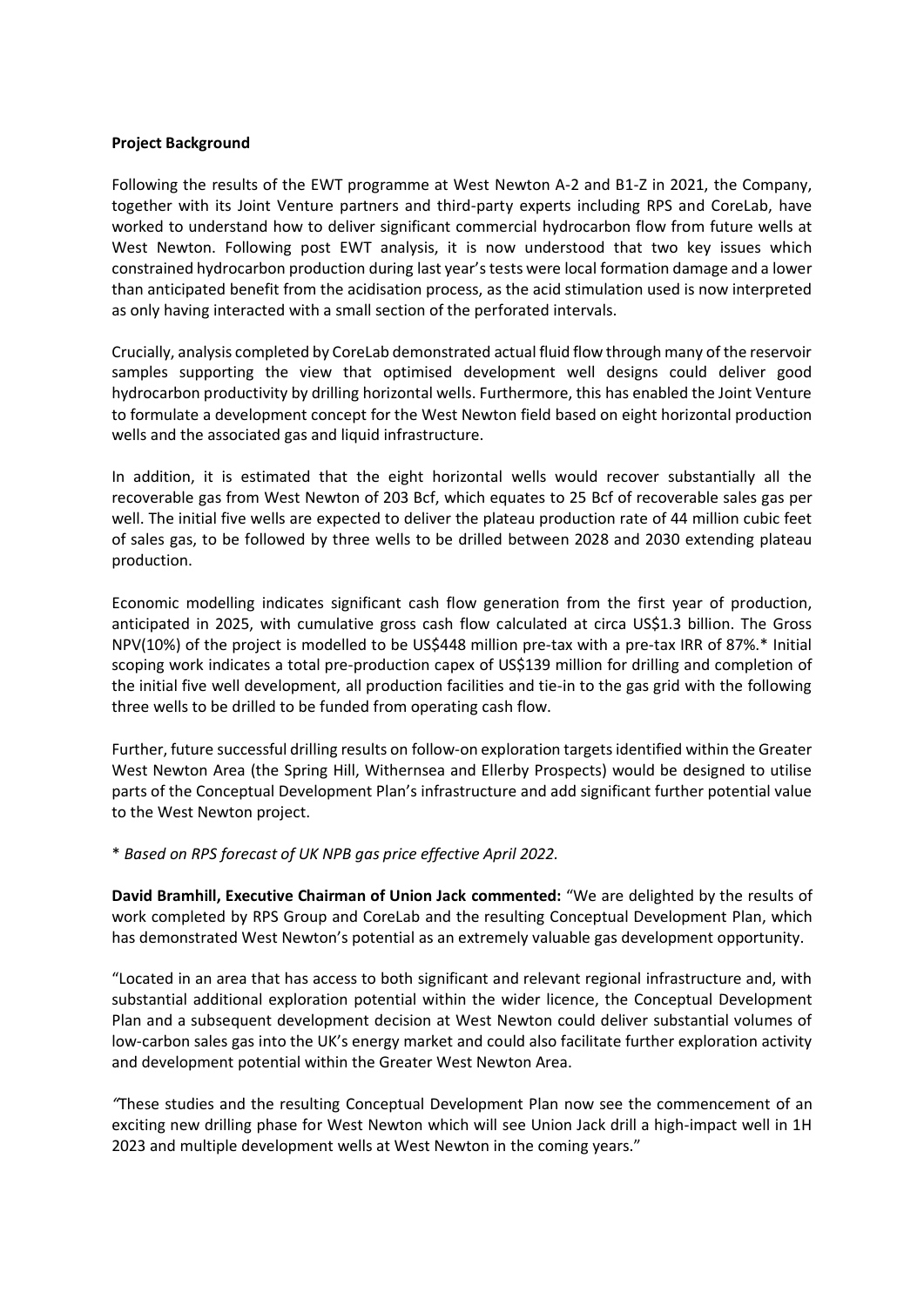**Project Background**

Following the results of the EWT programme at West Newton A-2 and B1-Z in 2021, the Company, together with its Joint Venture partners and third-party experts including RPS and CoreLab, have worked to understand how to deliver significant commercial hydrocarbon flow from future wells at West Newton. Following post EWT analysis, it is now understood that two key issues which constrained hydrocarbon production during last year's tests were local formation damage and a lower than anticipated benefit from the acidisation process, as the acid stimulation used is now interpreted as only having interacted with a small section of the perforated intervals.

Crucially, analysis completed by CoreLab demonstrated actual fluid flow through many of the reservoir samples supporting the view that optimised development well designs could deliver good hydrocarbon productivity by drilling horizontal wells. Furthermore, this has enabled the Joint Venture to formulate a development concept for the West Newton field based on eight horizontal production wells and the associated gas and liquid infrastructure.

In addition, it is estimated that the eight horizontal wells would recover substantially all the recoverable gas from West Newton of 203 Bcf, which equates to 25 Bcf of recoverable sales gas per well. The initial five wells are expected to deliver the plateau production rate of 44 million cubic feet of sales gas, to be followed by three wells to be drilled between 2028 and 2030 extending plateau production.

Economic modelling indicates significant cash flow generation from the first year of production, anticipated in 2025, with cumulative gross cash flow calculated at circa US$1.3 billion. The Gross NPV(10%) of the project is modelled to be US$448 million pre-tax with a pre-tax IRR of 87%.* Initial scoping work indicates a total pre-production capex of US$139 million for drilling and completion of the initial five well development, all production facilities and tie-in to the gas grid with the following three wells to be drilled to be funded from operating cash flow.

Further, future successful drilling results on follow-on exploration targets identified within the Greater West Newton Area (the Spring Hill, Withernsea and Ellerby Prospects) would be designed to utilise parts of the Conceptual Development Plan's infrastructure and add significant further potential value to the West Newton project.

\* *Based on RPS forecast of UK NPB gas price effective April 2022.*

**David Bramhill, Executive Chairman of Union Jack commented:** "We are delighted by the results of work completed by RPS Group and CoreLab and the resulting Conceptual Development Plan, which has demonstrated West Newton's potential as an extremely valuable gas development opportunity.

"Located in an area that has access to both significant and relevant regional infrastructure and, with substantial additional exploration potential within the wider licence, the Conceptual Development Plan and a subsequent development decision at West Newton could deliver substantial volumes of low-carbon sales gas into the UK's energy market and could also facilitate further exploration activity and development potential within the Greater West Newton Area.

"These studies and the resulting Conceptual Development Plan now see the commencement of an exciting new drilling phase for West Newton which will see Union Jack drill a high-impact well in 1H 2023 and multiple development wells at West Newton in the coming years."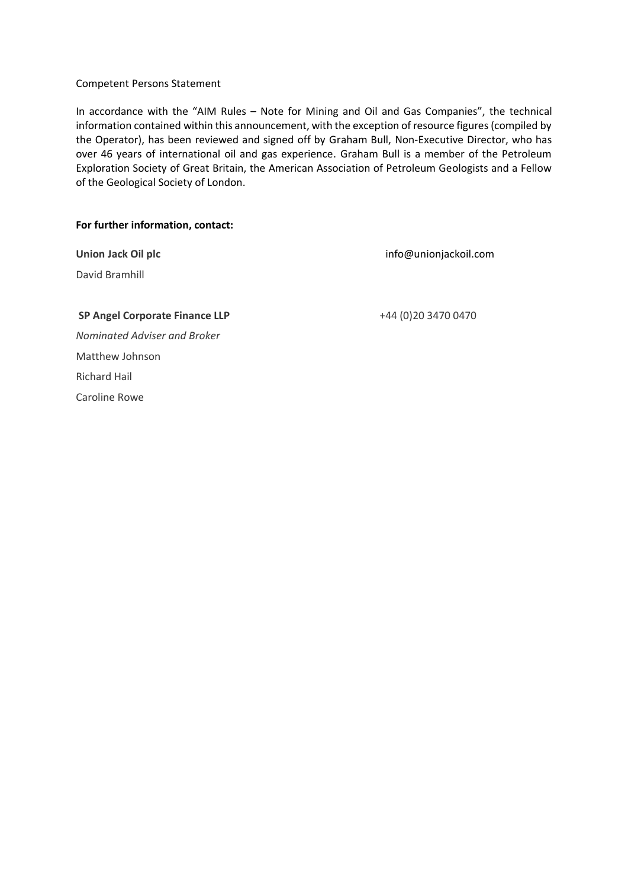Competent Persons Statement

In accordance with the "AIM Rules – Note for Mining and Oil and Gas Companies", the technical information contained within this announcement, with the exception of resource figures (compiled by the Operator), has been reviewed and signed off by Graham Bull, Non-Executive Director, who has over 46 years of international oil and gas experience. Graham Bull is a member of the Petroleum Exploration Society of Great Britain, the American Association of Petroleum Geologists and a Fellow of the Geological Society of London.

**For further information, contact:**

**Union Jack Oil plc** info@unionjackoil.com

David Bramhill

**SP Angel Corporate Finance LLP** +44 (0)20 3470 0470

*Nominated Adviser and Broker*

Matthew Johnson

Richard Hail

Caroline Rowe